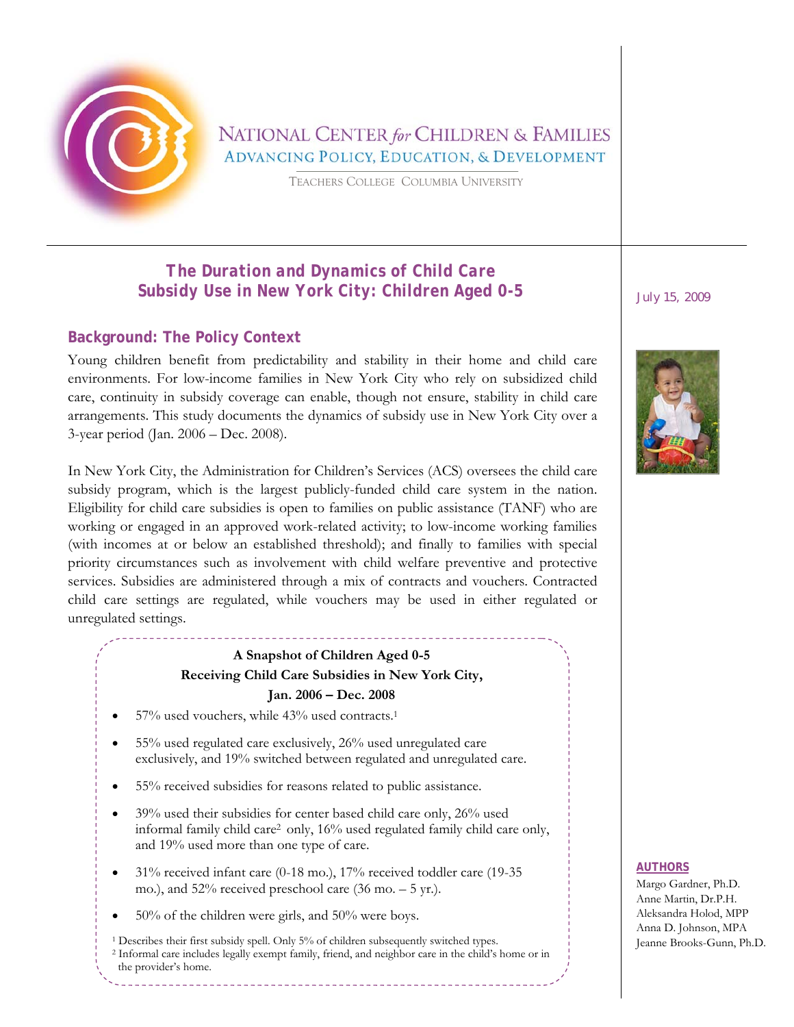NATIONAL CENTER *for* CHILDREN & FAMILIES

ADVANCING POLICY, EDUCATION, & DEVELOPMENT

TEACHERS COLLEGE COLUMBIA UNIVERSITY

# The Duration and Dynamics of Child Care Subsidy Use in New York City: Children Aged 0-5

July 15, 2009

## Background: The Policy Context

Young children benefit from predictability and stability in their home and child care environments. For low-income families in New York City who rely on subsidized child care, continuity in subsidy coverage can enable, though not ensure, stability in child care arrangements. This study documents the dynamics of subsidy use in New York City over a 3-year period (Jan. 2006 – Dec. 2008).

In New York City, the Administration for Children's Services (ACS) oversees the child care subsidy program, which is the largest publicly-funded child care system in the nation. Eligibility for child care subsidies is open to families on public assistance (TANF) who are working or engaged in an approved work-related activity; to low-income working families (with incomes at or below an established threshold); and finally to families with special priority circumstances such as involvement with child welfare preventive and protective services. Subsidies are administered through a mix of contracts and vouchers. Contracted child care settings are regulated, while vouchers may be used in either regulated or unregulated settings.

**A Snapshot of Children Aged 0-5 Receiving Child Care Subsidies in New York City, Jan. 2006 – Dec. 2008**

- 57% used vouchers, while 43% used contracts.[1]
- 55% used regulated care exclusively, 26% used unregulated care exclusively, and 19% switched between regulated and unregulated care.
- 55% received subsidies for reasons related to public assistance.
- 39% used their subsidies for center based child care only, 26% used informal family child care[2] only, 16% used regulated family child care only, and 19% used more than one type of care.
- 31% received infant care (0-18 mo.), 17% received toddler care (19-35 mo.), and 52% received preschool care (36 mo. – 5 yr.).
- 50% of the children were girls, and 50% were boys.

[1] Describes their first subsidy spell. Only 5% of children subsequently switched types.

[2] Informal care includes legally exempt family, friend, and neighbor care in the child's home or in the provider's home.

**AUTHORS**

Margo Gardner, Ph.D.
Anne Martin, Dr.P.H.
Aleksandra Holod, MPP
Anna D. Johnson, MPA
Jeanne Brooks-Gunn, Ph.D.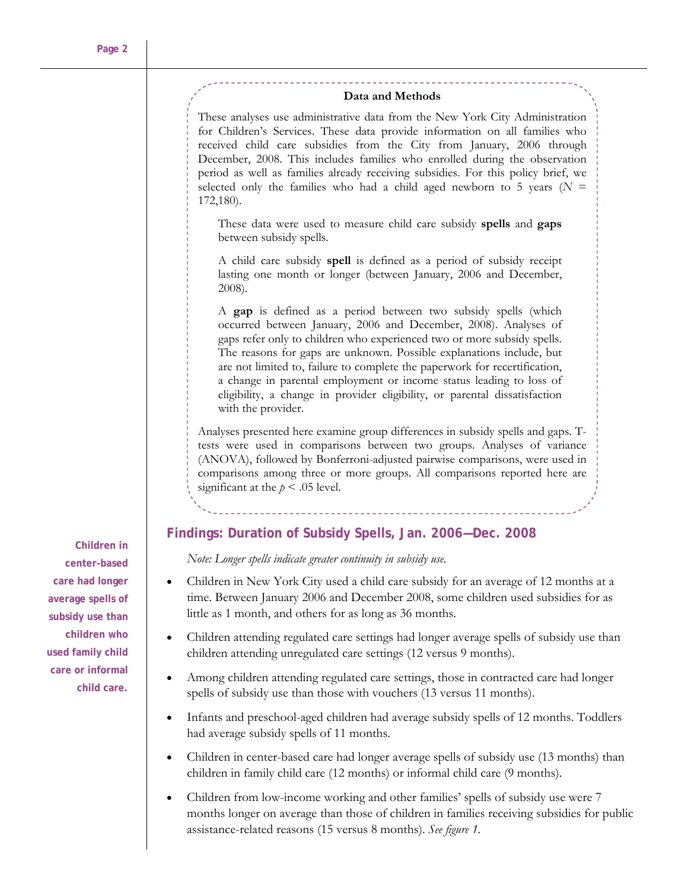### Data and Methods

These analyses use administrative data from the New York City Administration for Children's Services. These data provide information on all families who received child care subsidies from the City from January, 2006 through December, 2008. This includes families who enrolled during the observation period as well as families already receiving subsidies. For this policy brief, we selected only the families who had a child aged newborn to 5 years ($N$ = 172,180).

These data were used to measure child care subsidy **spells** and **gaps** between subsidy spells.

A child care subsidy **spell** is defined as a period of subsidy receipt lasting one month or longer (between January, 2006 and December, 2008).

A **gap** is defined as a period between two subsidy spells (which occurred between January, 2006 and December, 2008). Analyses of gaps refer only to children who experienced two or more subsidy spells. The reasons for gaps are unknown. Possible explanations include, but are not limited to, failure to complete the paperwork for recertification, a change in parental employment or income status leading to loss of eligibility, a change in provider eligibility, or parental dissatisfaction with the provider.

Analyses presented here examine group differences in subsidy spells and gaps. T-tests were used in comparisons between two groups. Analyses of variance (ANOVA), followed by Bonferroni-adjusted pairwise comparisons, were used in comparisons among three or more groups. All comparisons reported here are significant at the $p < .05$ level.

**Children in center-based care had longer average spells of subsidy use than children who used family child care or informal child care.**

## Findings: Duration of Subsidy Spells, Jan. 2006—Dec. 2008

*Note: Longer spells indicate greater continuity in subsidy use.*

- Children in New York City used a child care subsidy for an average of 12 months at a time. Between January 2006 and December 2008, some children used subsidies for as little as 1 month, and others for as long as 36 months.
- Children attending regulated care settings had longer average spells of subsidy use than children attending unregulated care settings (12 versus 9 months).
- Among children attending regulated care settings, those in contracted care had longer spells of subsidy use than those with vouchers (13 versus 11 months).
- Infants and preschool-aged children had average subsidy spells of 12 months. Toddlers had average subsidy spells of 11 months.
- Children in center-based care had longer average spells of subsidy use (13 months) than children in family child care (12 months) or informal child care (9 months).
- Children from low-income working and other families' spells of subsidy use were 7 months longer on average than those of children in families receiving subsidies for public assistance-related reasons (15 versus 8 months). *See figure 1.*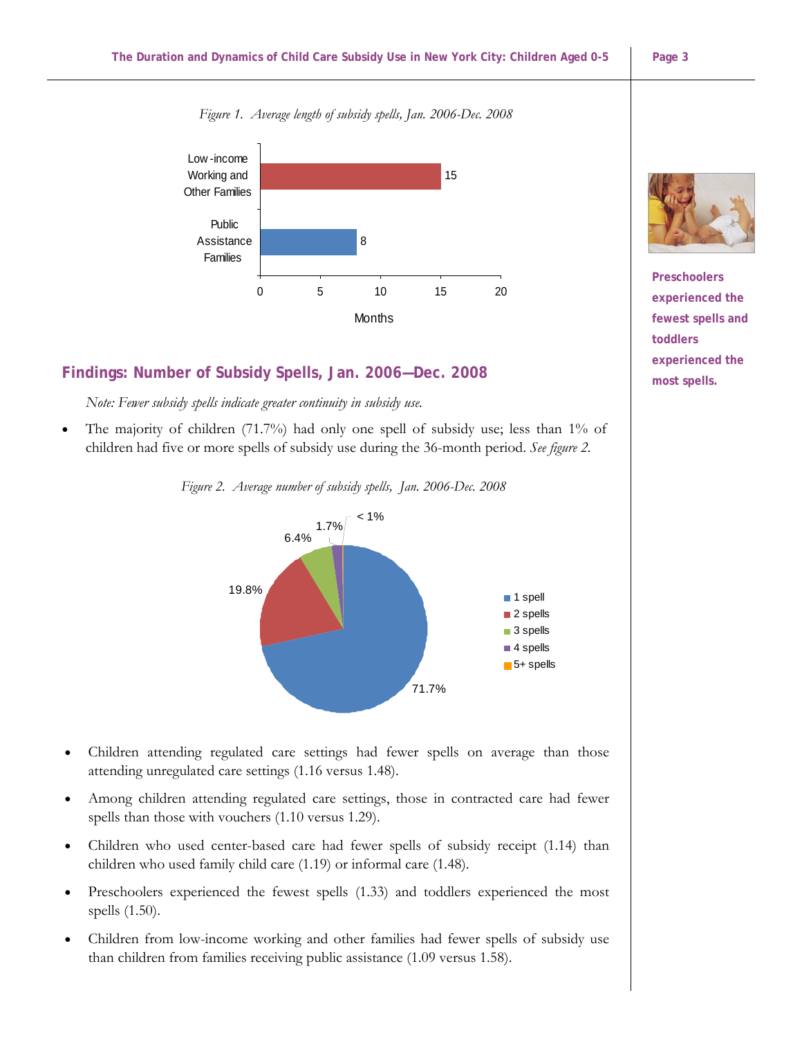*Figure 1. Average length of subsidy spells, Jan. 2006-Dec. 2008*

| | Months |
|---|---|
| Low-income Working and Other Families | 15 |
| Public Assistance Families | 8 |

## Findings: Number of Subsidy Spells, Jan. 2006—Dec. 2008

*Note: Fewer subsidy spells indicate greater continuity in subsidy use.*

- The majority of children (71.7%) had only one spell of subsidy use; less than 1% of children had five or more spells of subsidy use during the 36-month period. *See figure 2.*

*Figure 2. Average number of subsidy spells, Jan. 2006-Dec. 2008*

| Spells | Percent |
|---|---|
| 1 spell | 71.7% |
| 2 spells | 19.8% |
| 3 spells | 6.4% |
| 4 spells | 1.7% |
| 5+ spells | < 1% |

- Children attending regulated care settings had fewer spells on average than those attending unregulated care settings (1.16 versus 1.48).
- Among children attending regulated care settings, those in contracted care had fewer spells than those with vouchers (1.10 versus 1.29).
- Children who used center-based care had fewer spells of subsidy receipt (1.14) than children who used family child care (1.19) or informal care (1.48).
- Preschoolers experienced the fewest spells (1.33) and toddlers experienced the most spells (1.50).
- Children from low-income working and other families had fewer spells of subsidy use than children from families receiving public assistance (1.09 versus 1.58).

**Preschoolers experienced the fewest spells and toddlers experienced the most spells.**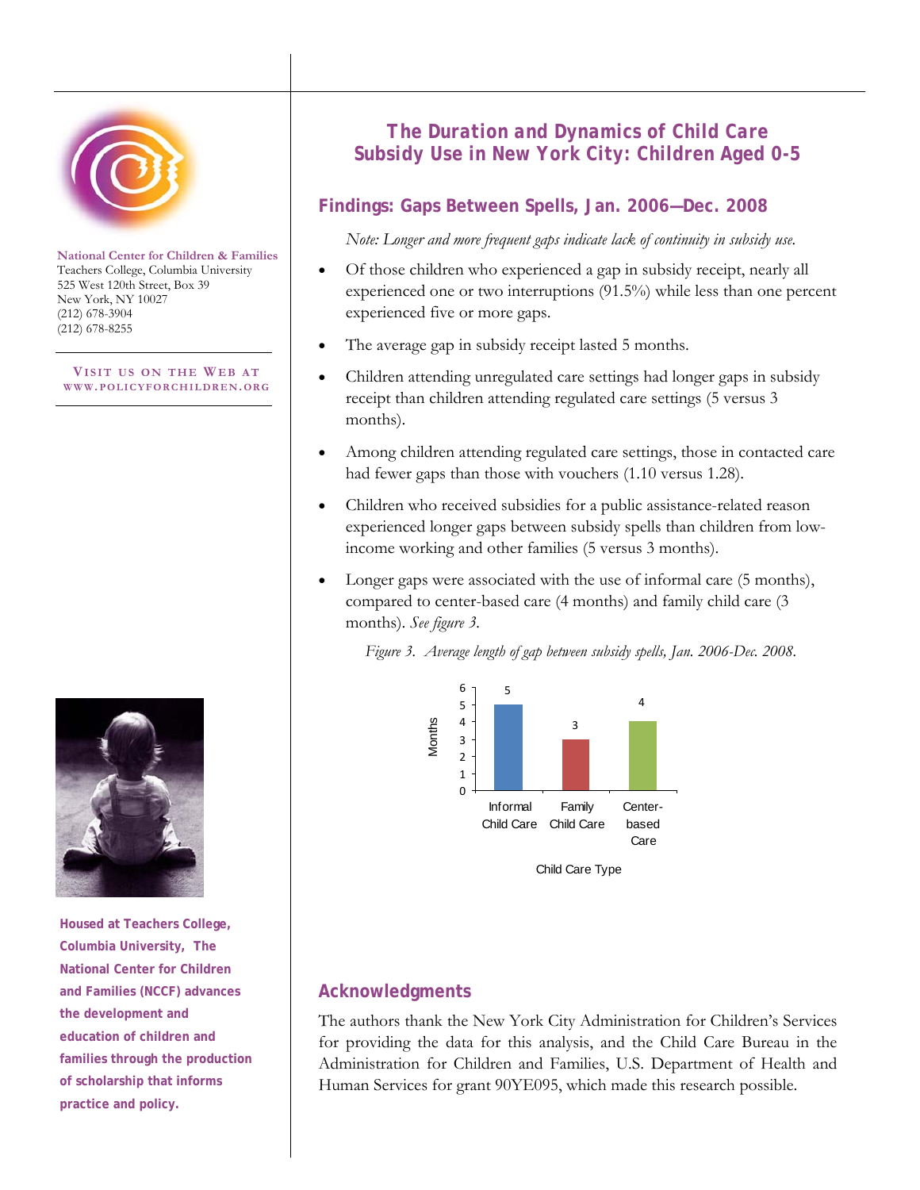National Center for Children & Families
Teachers College, Columbia University
525 West 120th Street, Box 39
New York, NY 10027
(212) 678-3904
(212) 678-8255

VISIT US ON THE WEB AT
WWW.POLICYFORCHILDREN.ORG

**Housed at Teachers College, Columbia University, The National Center for Children and Families (NCCF) advances the development and education of children and families through the production of scholarship that informs practice and policy.**

# The Duration and Dynamics of Child Care Subsidy Use in New York City: Children Aged 0-5

## Findings: Gaps Between Spells, Jan. 2006—Dec. 2008

*Note: Longer and more frequent gaps indicate lack of continuity in subsidy use.*

- Of those children who experienced a gap in subsidy receipt, nearly all experienced one or two interruptions (91.5%) while less than one percent experienced five or more gaps.
- The average gap in subsidy receipt lasted 5 months.
- Children attending unregulated care settings had longer gaps in subsidy receipt than children attending regulated care settings (5 versus 3 months).
- Among children attending regulated care settings, those in contacted care had fewer gaps than those with vouchers (1.10 versus 1.28).
- Children who received subsidies for a public assistance-related reason experienced longer gaps between subsidy spells than children from low-income working and other families (5 versus 3 months).
- Longer gaps were associated with the use of informal care (5 months), compared to center-based care (4 months) and family child care (3 months). *See figure 3.*

*Figure 3. Average length of gap between subsidy spells, Jan. 2006-Dec. 2008.*

Months
0
1
2
3
4
5
6

5
3
4

Informal Child Care
Family Child Care
Center-based Care

Child Care Type

## Acknowledgments

The authors thank the New York City Administration for Children's Services for providing the data for this analysis, and the Child Care Bureau in the Administration for Children and Families, U.S. Department of Health and Human Services for grant 90YE095, which made this research possible.